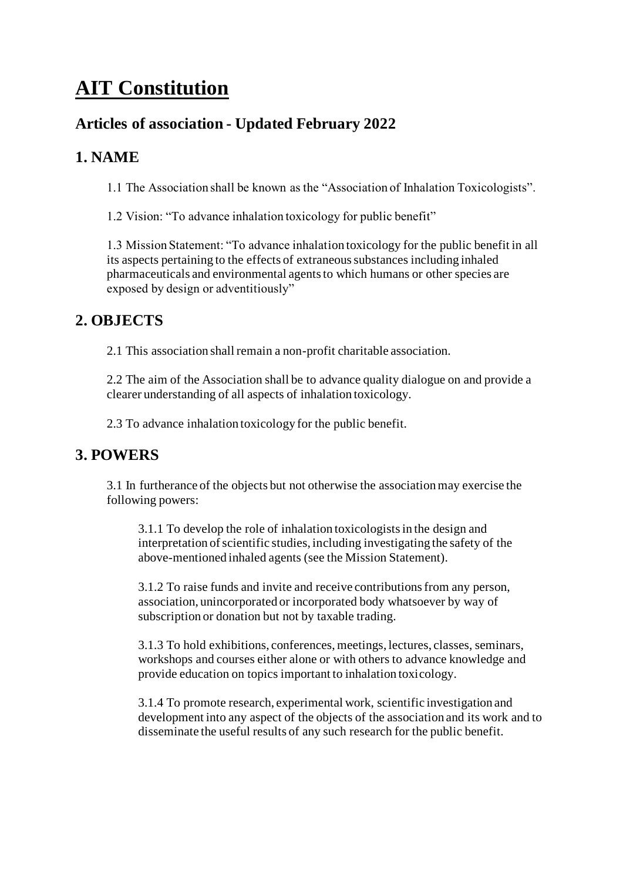# AIT Constitution

## Articles of association - Updated February 2022

## 1. NAME

1.1 The Association shall be known as the "Association of Inhalation Toxicologists".

1.2 Vision: "To advance inhalation toxicology for public benefit"

1.3 Mission Statement: "To advance inhalation toxicology for the public benefit in all its aspects pertaining to the effects of extraneous substances including inhaled pharmaceuticals and environmental agents to which humans or other species are exposed by design or adventitiously"

## 2. OBJECTS

2.1 This association shall remain a non-profit charitable association.

2.2 The aim of the Association shall be to advance quality dialogue on and provide a clearer understanding of all aspects of inhalation toxicology.

2.3 To advance inhalation toxicology for the public benefit.

## 3. POWERS

3.1 In furtherance of the objects but not otherwise the association may exercise the following powers:

3.1.1 To develop the role of inhalation toxicologists in the design and interpretation of scientific studies, including investigating the safety of the above-mentioned inhaled agents (see the Mission Statement).

3.1.2 To raise funds and invite and receive contributions from any person, association, unincorporated or incorporated body whatsoever by way of subscription or donation but not by taxable trading.

3.1.3 To hold exhibitions, conferences, meetings, lectures, classes, seminars, workshops and courses either alone or with others to advance knowledge and provide education on topics important to inhalation toxicology.

3.1.4 To promote research, experimental work, scientific investigation and development into any aspect of the objects of the association and its work and to disseminate the useful results of any such research for the public benefit.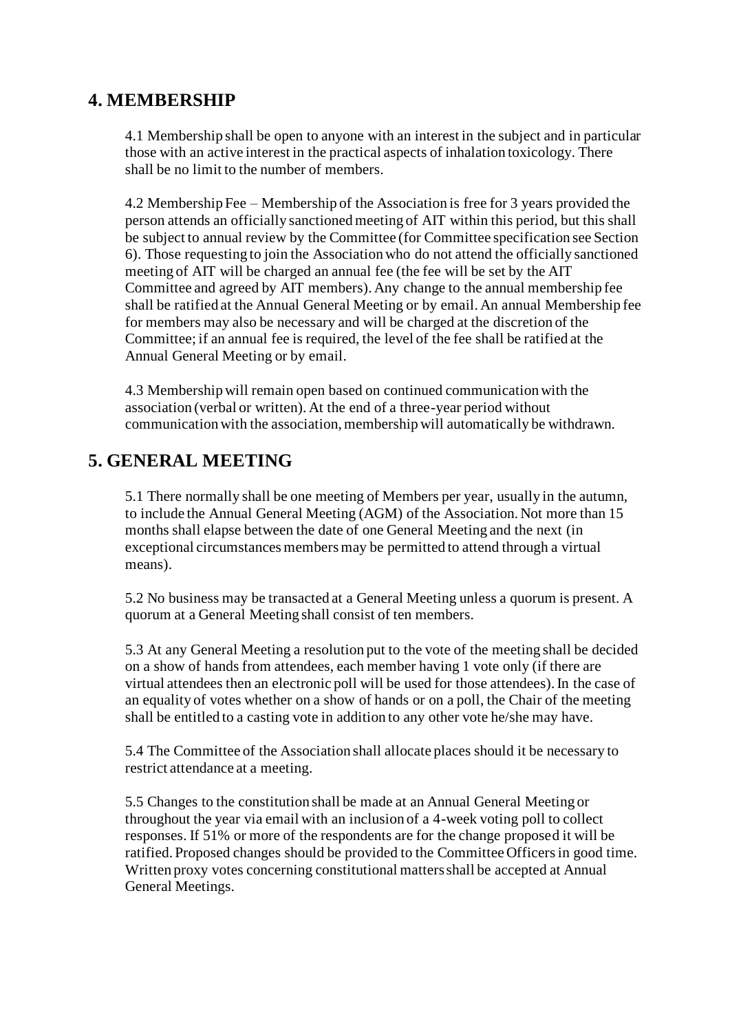## 4. MEMBERSHIP

4.1 Membership shall be open to anyone with an interest in the subject and in particular those with an active interest in the practical aspects of inhalation toxicology. There shall be no limit to the number of members.

4.2 Membership Fee – Membership of the Association is free for 3 years provided the person attends an officially sanctioned meeting of AIT within this period, but this shall be subject to annual review by the Committee (for Committee specification see Section 6). Those requesting to join the Association who do not attend the officially sanctioned meeting of AIT will be charged an annual fee (the fee will be set by the AIT Committee and agreed by AIT members). Any change to the annual membership fee shall be ratified at the Annual General Meeting or by email. An annual Membership fee for members may also be necessary and will be charged at the discretion of the Committee; if an annual fee is required, the level of the fee shall be ratified at the Annual General Meeting or by email.

4.3 Membership will remain open based on continued communication with the association (verbal or written). At the end of a three-year period without communication with the association, membership will automatically be withdrawn.

## 5. GENERAL MEETING

5.1 There normally shall be one meeting of Members per year, usually in the autumn, to include the Annual General Meeting (AGM) of the Association. Not more than 15 months shall elapse between the date of one General Meeting and the next (in exceptional circumstances members may be permitted to attend through a virtual means).

5.2 No business may be transacted at a General Meeting unless a quorum is present. A quorum at a General Meeting shall consist of ten members.

5.3 At any General Meeting a resolution put to the vote of the meeting shall be decided on a show of hands from attendees, each member having 1 vote only (if there are virtual attendees then an electronic poll will be used for those attendees). In the case of an equality of votes whether on a show of hands or on a poll, the Chair of the meeting shall be entitled to a casting vote in addition to any other vote he/she may have.

5.4 The Committee of the Association shall allocate places should it be necessary to restrict attendance at a meeting.

5.5 Changes to the constitution shall be made at an Annual General Meeting or throughout the year via email with an inclusion of a 4-week voting poll to collect responses. If 51% or more of the respondents are for the change proposed it will be ratified. Proposed changes should be provided to the Committee Officers in good time. Written proxy votes concerning constitutional matters shall be accepted at Annual General Meetings.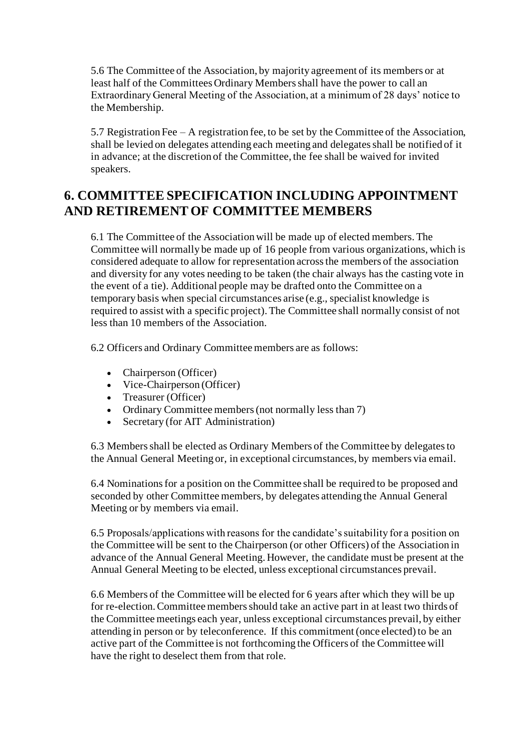5.6 The Committee of the Association, by majority agreement of its members or at least half of the Committees Ordinary Members shall have the power to call an Extraordinary General Meeting of the Association, at a minimum of 28 days' notice to the Membership.

5.7 Registration Fee – A registration fee, to be set by the Committee of the Association, shall be levied on delegates attending each meeting and delegates shall be notified of it in advance; at the discretion of the Committee, the fee shall be waived for invited speakers.

## 6. COMMITTEE SPECIFICATION INCLUDING APPOINTMENT AND RETIREMENT OF COMMITTEE MEMBERS

6.1 The Committee of the Association will be made up of elected members. The Committee will normally be made up of 16 people from various organizations, which is considered adequate to allow for representation across the members of the association and diversity for any votes needing to be taken (the chair always has the casting vote in the event of a tie). Additional people may be drafted onto the Committee on a temporary basis when special circumstances arise (e.g., specialist knowledge is required to assist with a specific project). The Committee shall normally consist of not less than 10 members of the Association.

6.2 Officers and Ordinary Committee members are as follows:

- Chairperson (Officer)
- Vice-Chairperson (Officer)
- Treasurer (Officer)
- Ordinary Committee members (not normally less than 7)
- Secretary (for AIT Administration)

6.3 Members shall be elected as Ordinary Members of the Committee by delegates to the Annual General Meeting or, in exceptional circumstances, by members via email.

6.4 Nominations for a position on the Committee shall be required to be proposed and seconded by other Committee members, by delegates attending the Annual General Meeting or by members via email.

6.5 Proposals/applications with reasons for the candidate's suitability for a position on the Committee will be sent to the Chairperson (or other Officers) of the Association in advance of the Annual General Meeting. However, the candidate must be present at the Annual General Meeting to be elected, unless exceptional circumstances prevail.

6.6 Members of the Committee will be elected for 6 years after which they will be up for re-election. Committee members should take an active part in at least two thirds of the Committee meetings each year, unless exceptional circumstances prevail, by either attending in person or by teleconference. If this commitment (once elected) to be an active part of the Committee is not forthcoming the Officers of the Committee will have the right to deselect them from that role.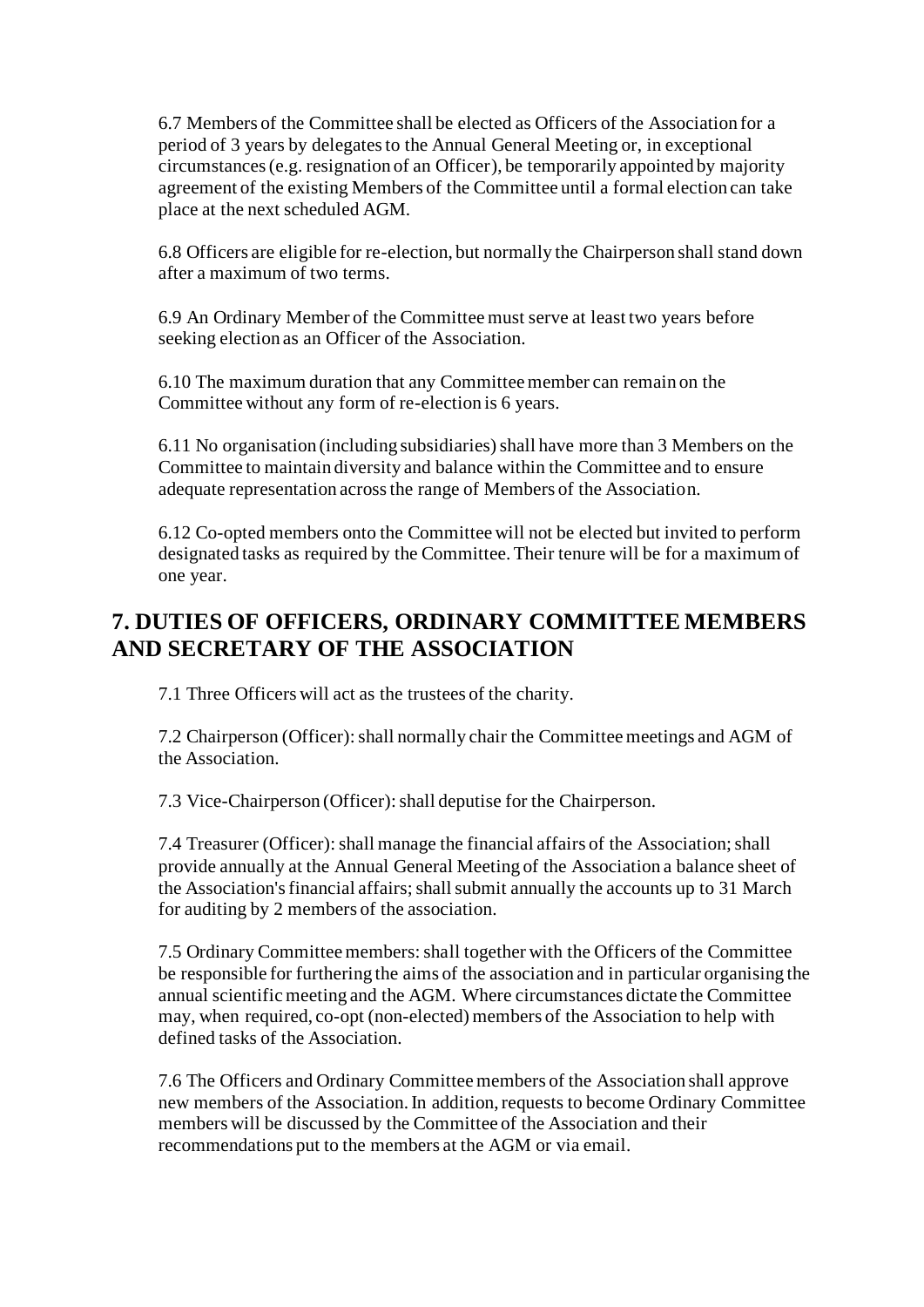6.7 Members of the Committee shall be elected as Officers of the Association for a period of 3 years by delegates to the Annual General Meeting or, in exceptional circumstances (e.g. resignation of an Officer), be temporarily appointed by majority agreement of the existing Members of the Committee until a formal election can take place at the next scheduled AGM.

6.8 Officers are eligible for re-election, but normally the Chairperson shall stand down after a maximum of two terms.

6.9 An Ordinary Member of the Committee must serve at least two years before seeking election as an Officer of the Association.

6.10 The maximum duration that any Committee member can remain on the Committee without any form of re-election is 6 years.

6.11 No organisation (including subsidiaries) shall have more than 3 Members on the Committee to maintain diversity and balance within the Committee and to ensure adequate representation across the range of Members of the Association.

6.12 Co-opted members onto the Committee will not be elected but invited to perform designated tasks as required by the Committee. Their tenure will be for a maximum of one year.

## 7. DUTIES OF OFFICERS, ORDINARY COMMITTEE MEMBERS AND SECRETARY OF THE ASSOCIATION

7.1 Three Officers will act as the trustees of the charity.

7.2 Chairperson (Officer): shall normally chair the Committee meetings and AGM of the Association.

7.3 Vice-Chairperson (Officer): shall deputise for the Chairperson.

7.4 Treasurer (Officer): shall manage the financial affairs of the Association; shall provide annually at the Annual General Meeting of the Association a balance sheet of the Association's financial affairs; shall submit annually the accounts up to 31 March for auditing by 2 members of the association.

7.5 Ordinary Committee members: shall together with the Officers of the Committee be responsible for furthering the aims of the association and in particular organising the annual scientific meeting and the AGM. Where circumstances dictate the Committee may, when required, co-opt (non-elected) members of the Association to help with defined tasks of the Association.

7.6 The Officers and Ordinary Committee members of the Association shall approve new members of the Association. In addition, requests to become Ordinary Committee members will be discussed by the Committee of the Association and their recommendations put to the members at the AGM or via email.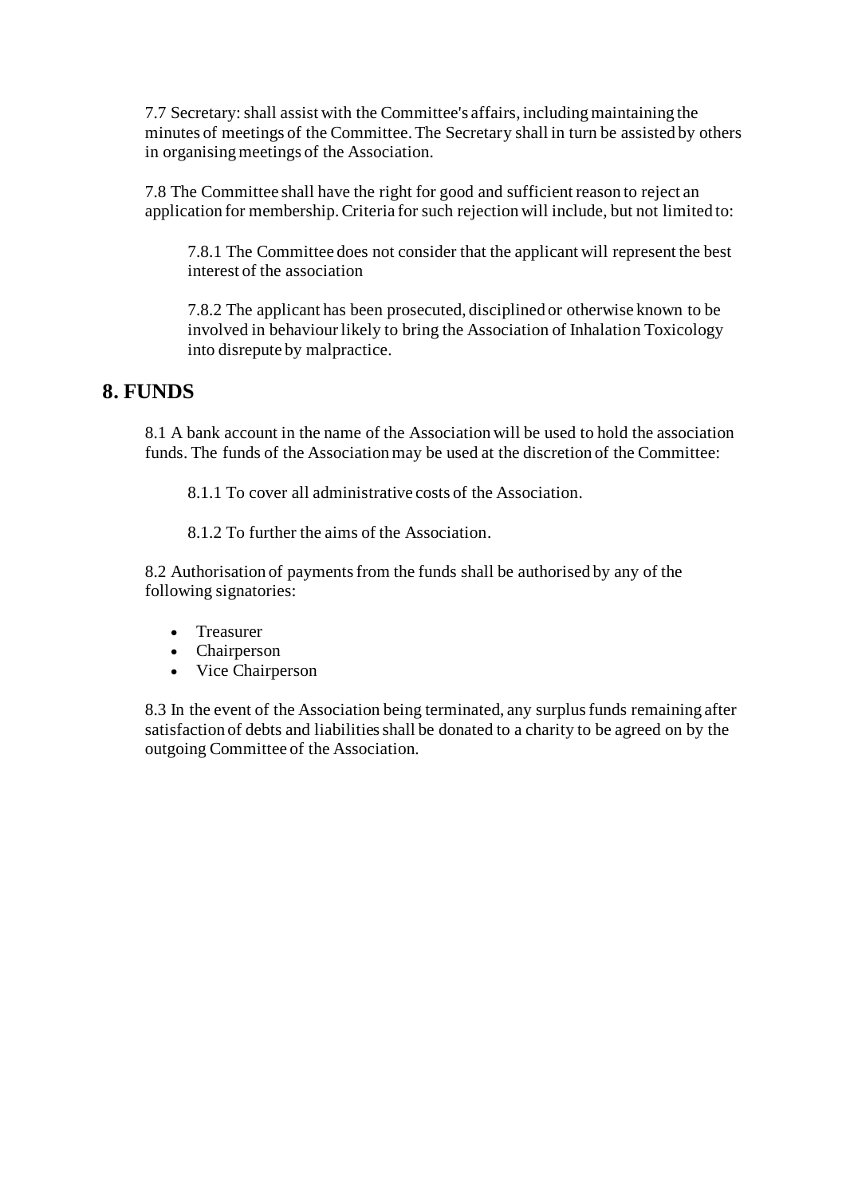7.7 Secretary: shall assist with the Committee's affairs, including maintaining the minutes of meetings of the Committee. The Secretary shall in turn be assisted by others in organising meetings of the Association.

7.8 The Committee shall have the right for good and sufficient reason to reject an application for membership. Criteria for such rejection will include, but not limited to:

7.8.1 The Committee does not consider that the applicant will represent the best interest of the association

7.8.2 The applicant has been prosecuted, disciplined or otherwise known to be involved in behaviour likely to bring the Association of Inhalation Toxicology into disrepute by malpractice.

## 8. FUNDS

8.1 A bank account in the name of the Association will be used to hold the association funds. The funds of the Association may be used at the discretion of the Committee:

8.1.1 To cover all administrative costs of the Association.

8.1.2 To further the aims of the Association.

8.2 Authorisation of payments from the funds shall be authorised by any of the following signatories:

- Treasurer
- Chairperson
- Vice Chairperson

8.3 In the event of the Association being terminated, any surplus funds remaining after satisfaction of debts and liabilities shall be donated to a charity to be agreed on by the outgoing Committee of the Association.